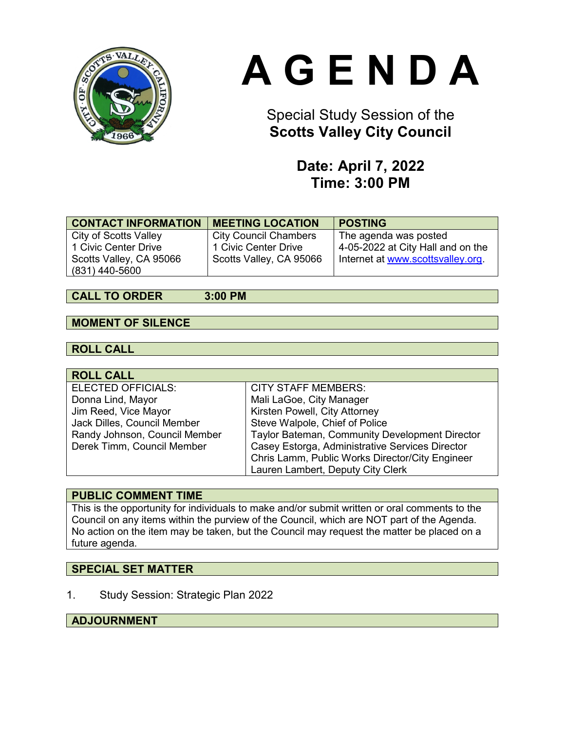# AGENDA

Special Study Session of the
**Scotts Valley City Council**

**Date: April 7, 2022**
**Time: 3:00 PM**

| CONTACT INFORMATION | MEETING LOCATION | POSTING |
|---|---|---|
| City of Scotts Valley<br>1 Civic Center Drive<br>Scotts Valley, CA 95066<br>(831) 440-5600 | City Council Chambers<br>1 Civic Center Drive<br>Scotts Valley, CA 95066 | The agenda was posted 4-05-2022 at City Hall and on the Internet at www.scottsvalley.org. |

## CALL TO ORDER 3:00 PM

## MOMENT OF SILENCE

## ROLL CALL

| ROLL CALL | |
|---|---|
| ELECTED OFFICIALS:<br>Donna Lind, Mayor<br>Jim Reed, Vice Mayor<br>Jack Dilles, Council Member<br>Randy Johnson, Council Member<br>Derek Timm, Council Member | CITY STAFF MEMBERS:<br>Mali LaGoe, City Manager<br>Kirsten Powell, City Attorney<br>Steve Walpole, Chief of Police<br>Taylor Bateman, Community Development Director<br>Casey Estorga, Administrative Services Director<br>Chris Lamm, Public Works Director/City Engineer<br>Lauren Lambert, Deputy City Clerk |

## PUBLIC COMMENT TIME

This is the opportunity for individuals to make and/or submit written or oral comments to the Council on any items within the purview of the Council, which are NOT part of the Agenda. No action on the item may be taken, but the Council may request the matter be placed on a future agenda.

## SPECIAL SET MATTER

1. Study Session: Strategic Plan 2022

## ADJOURNMENT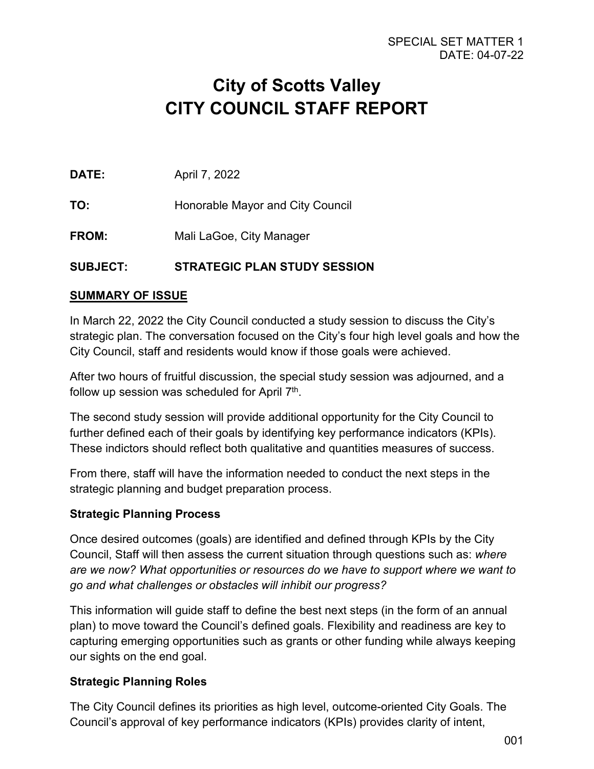SPECIAL SET MATTER 1
DATE: 04-07-22

# City of Scotts Valley
# CITY COUNCIL STAFF REPORT

**DATE:** April 7, 2022

**TO:** Honorable Mayor and City Council

**FROM:** Mali LaGoe, City Manager

**SUBJECT:** **STRATEGIC PLAN STUDY SESSION**

## SUMMARY OF ISSUE

In March 22, 2022 the City Council conducted a study session to discuss the City's strategic plan. The conversation focused on the City's four high level goals and how the City Council, staff and residents would know if those goals were achieved.

After two hours of fruitful discussion, the special study session was adjourned, and a follow up session was scheduled for April 7th.

The second study session will provide additional opportunity for the City Council to further defined each of their goals by identifying key performance indicators (KPIs). These indictors should reflect both qualitative and quantities measures of success.

From there, staff will have the information needed to conduct the next steps in the strategic planning and budget preparation process.

### Strategic Planning Process

Once desired outcomes (goals) are identified and defined through KPIs by the City Council, Staff will then assess the current situation through questions such as: *where are we now? What opportunities or resources do we have to support where we want to go and what challenges or obstacles will inhibit our progress?*

This information will guide staff to define the best next steps (in the form of an annual plan) to move toward the Council's defined goals. Flexibility and readiness are key to capturing emerging opportunities such as grants or other funding while always keeping our sights on the end goal.

### Strategic Planning Roles

The City Council defines its priorities as high level, outcome-oriented City Goals. The Council's approval of key performance indicators (KPIs) provides clarity of intent,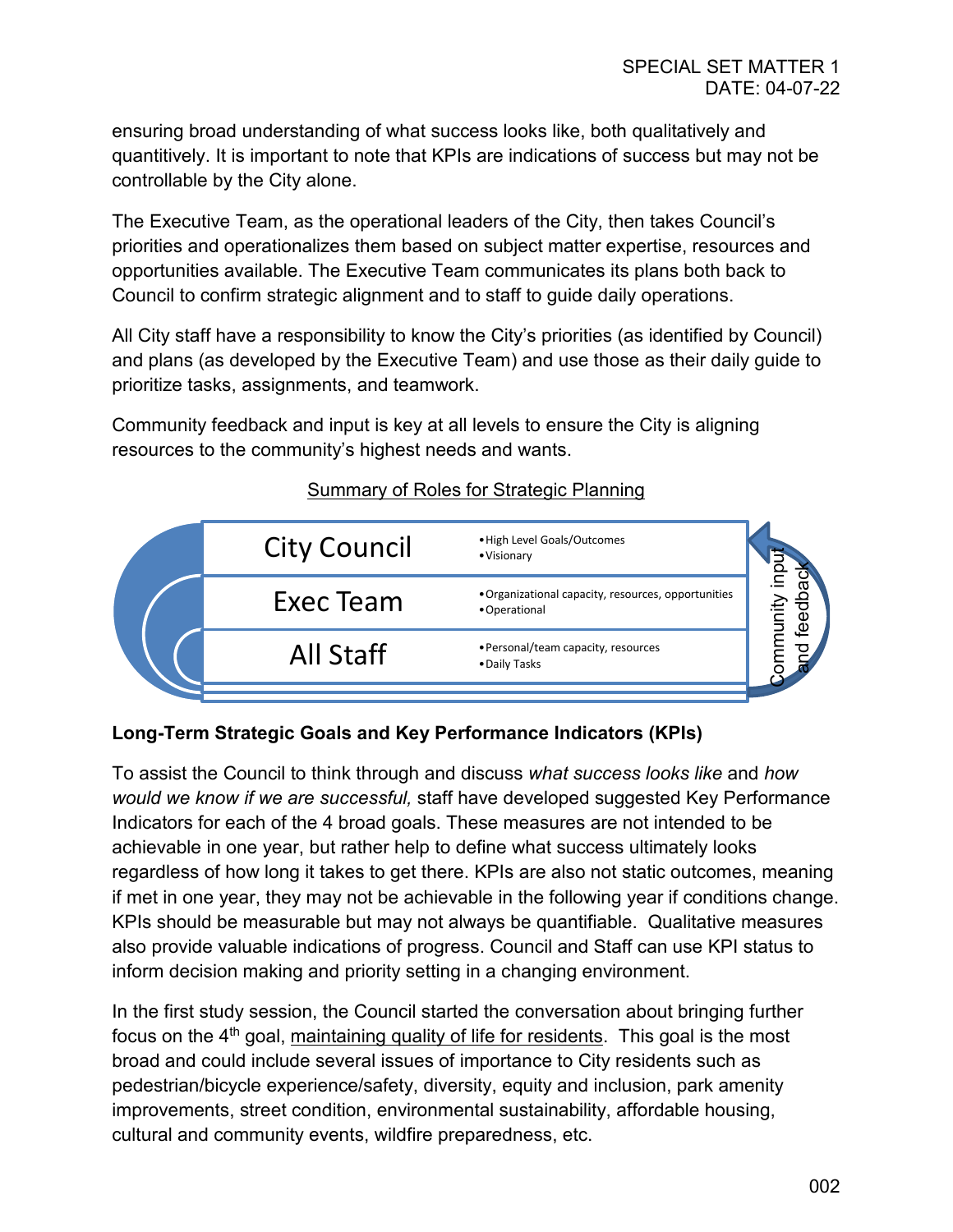ensuring broad understanding of what success looks like, both qualitatively and quantitively. It is important to note that KPIs are indications of success but may not be controllable by the City alone.

The Executive Team, as the operational leaders of the City, then takes Council's priorities and operationalizes them based on subject matter expertise, resources and opportunities available. The Executive Team communicates its plans both back to Council to confirm strategic alignment and to staff to guide daily operations.

All City staff have a responsibility to know the City's priorities (as identified by Council) and plans (as developed by the Executive Team) and use those as their daily guide to prioritize tasks, assignments, and teamwork.

Community feedback and input is key at all levels to ensure the City is aligning resources to the community's highest needs and wants.

<u>Summary of Roles for Strategic Planning</u>

| Role | Focus |
| --- | --- |
| City Council | • High Level Goals/Outcomes<br>• Visionary |
| Exec Team | • Organizational capacity, resources, opportunities<br>• Operational |
| All Staff | • Personal/team capacity, resources<br>• Daily Tasks |

Community input and feedback

**Long-Term Strategic Goals and Key Performance Indicators (KPIs)**

To assist the Council to think through and discuss *what success looks like* and *how would we know if we are successful,* staff have developed suggested Key Performance Indicators for each of the 4 broad goals. These measures are not intended to be achievable in one year, but rather help to define what success ultimately looks regardless of how long it takes to get there. KPIs are also not static outcomes, meaning if met in one year, they may not be achievable in the following year if conditions change. KPIs should be measurable but may not always be quantifiable. Qualitative measures also provide valuable indications of progress. Council and Staff can use KPI status to inform decision making and priority setting in a changing environment.

In the first study session, the Council started the conversation about bringing further focus on the 4th goal, <u>maintaining quality of life for residents</u>. This goal is the most broad and could include several issues of importance to City residents such as pedestrian/bicycle experience/safety, diversity, equity and inclusion, park amenity improvements, street condition, environmental sustainability, affordable housing, cultural and community events, wildfire preparedness, etc.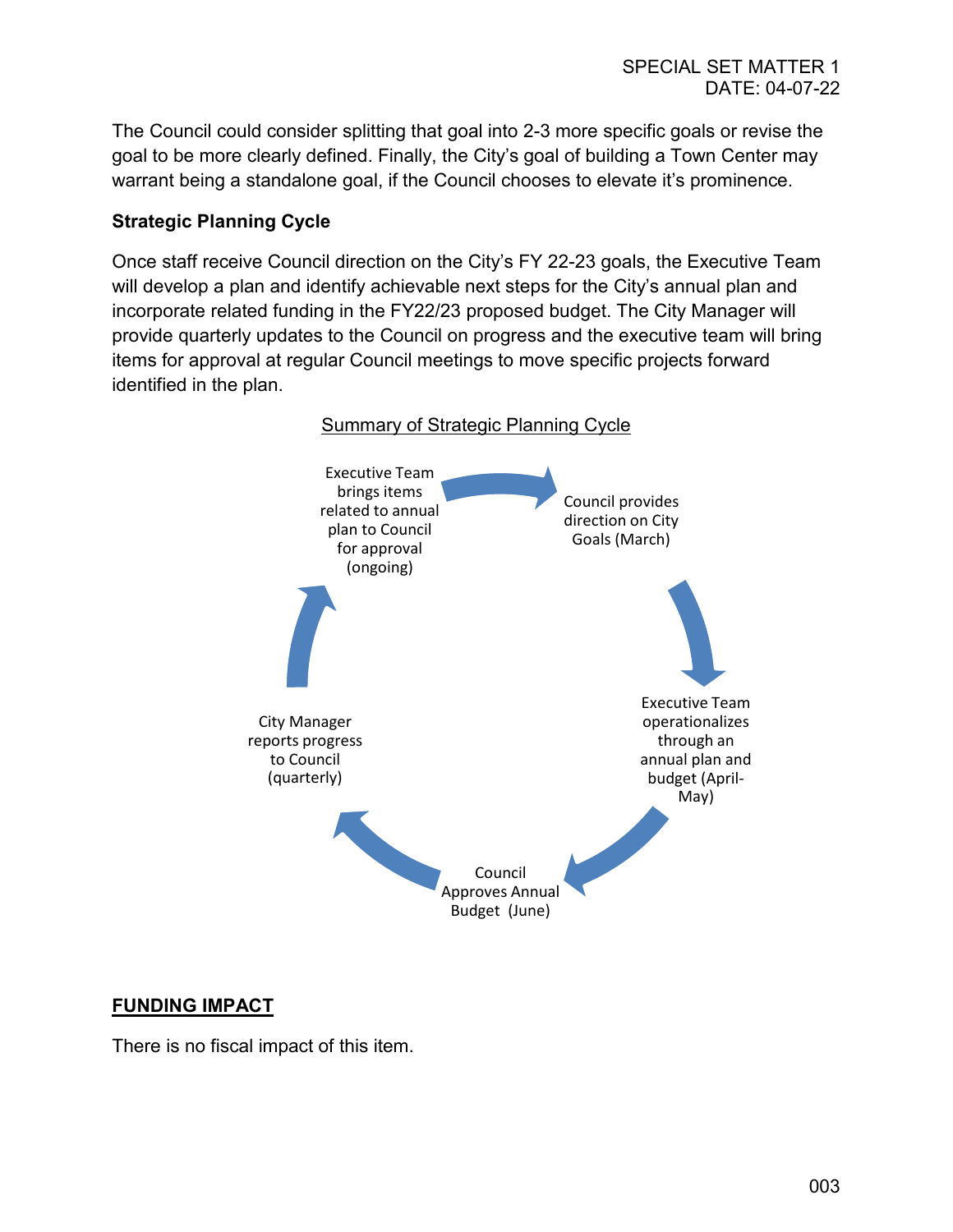The Council could consider splitting that goal into 2-3 more specific goals or revise the goal to be more clearly defined. Finally, the City's goal of building a Town Center may warrant being a standalone goal, if the Council chooses to elevate it's prominence.

**Strategic Planning Cycle**

Once staff receive Council direction on the City's FY 22-23 goals, the Executive Team will develop a plan and identify achievable next steps for the City's annual plan and incorporate related funding in the FY22/23 proposed budget. The City Manager will provide quarterly updates to the Council on progress and the executive team will bring items for approval at regular Council meetings to move specific projects forward identified in the plan.

Summary of Strategic Planning Cycle

Council provides direction on City Goals (March)

Executive Team operationalizes through an annual plan and budget (April-May)

Council Approves Annual Budget (June)

City Manager reports progress to Council (quarterly)

Executive Team brings items related to annual plan to Council for approval (ongoing)

## FUNDING IMPACT

There is no fiscal impact of this item.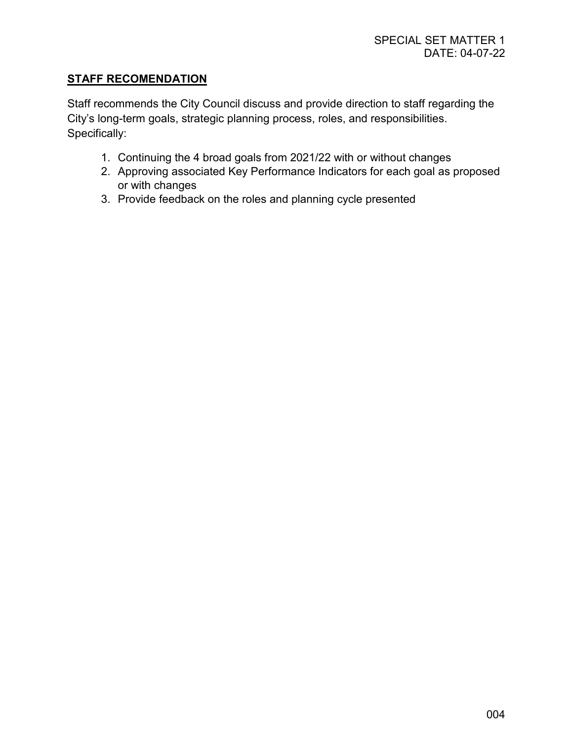SPECIAL SET MATTER 1
DATE: 04-07-22

## STAFF RECOMENDATION

Staff recommends the City Council discuss and provide direction to staff regarding the City's long-term goals, strategic planning process, roles, and responsibilities. Specifically:

1. Continuing the 4 broad goals from 2021/22 with or without changes
2. Approving associated Key Performance Indicators for each goal as proposed or with changes
3. Provide feedback on the roles and planning cycle presented